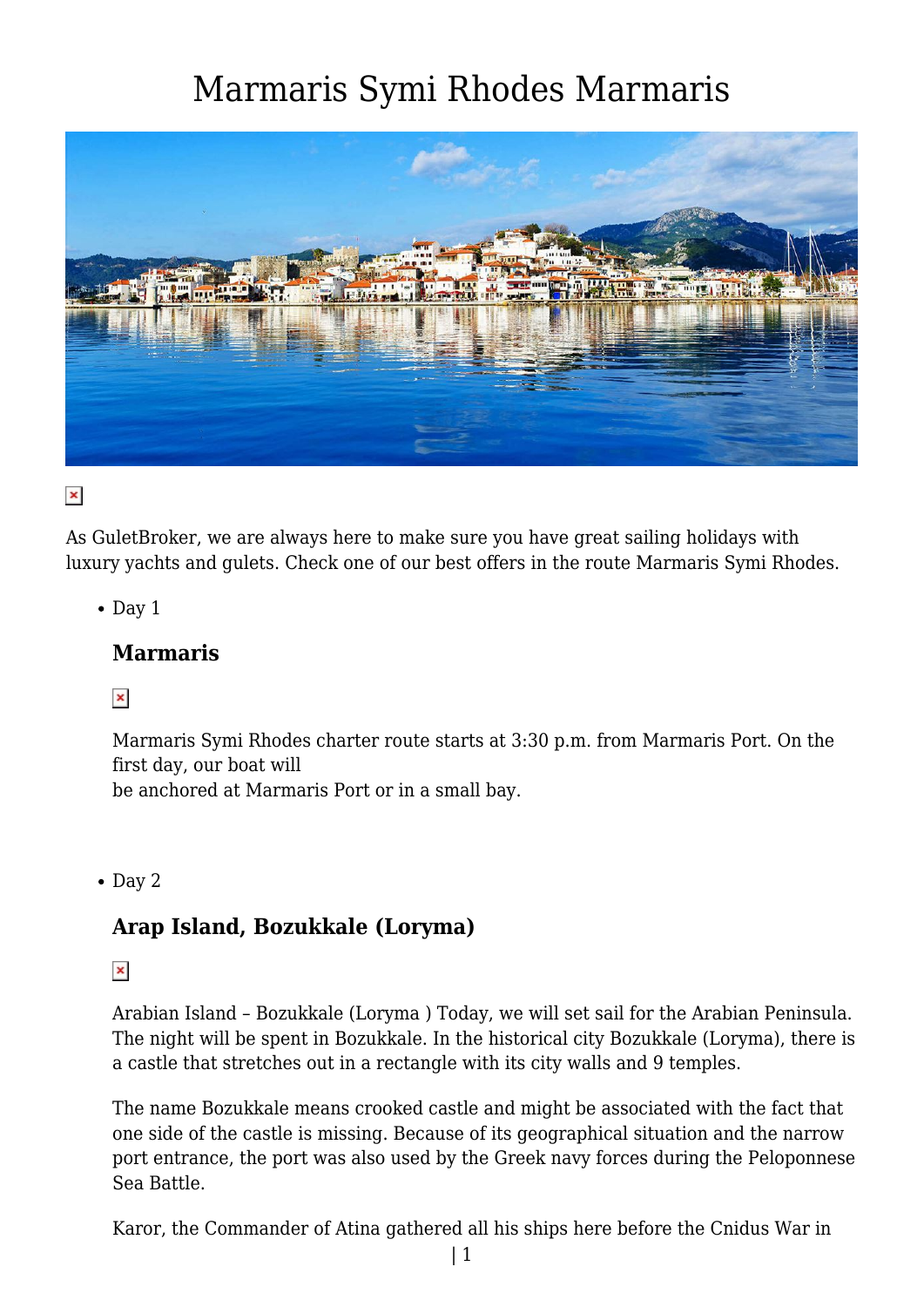# Marmaris Symi Rhodes Marmaris

As GuletBroker, we are always here to make sure you have great sailing holidays with luxury yachts and gulets. Check one of our best offers in the route Marmaris Symi Rhodes.

- Day 1

### Marmaris

Marmaris Symi Rhodes charter route starts at 3:30 p.m. from Marmaris Port. On the first day, our boat will be anchored at Marmaris Port or in a small bay.

- Day 2

### Arap Island, Bozukkale (Loryma)

Arabian Island – Bozukkale (Loryma ) Today, we will set sail for the Arabian Peninsula. The night will be spent in Bozukkale. In the historical city Bozukkale (Loryma), there is a castle that stretches out in a rectangle with its city walls and 9 temples.

The name Bozukkale means crooked castle and might be associated with the fact that one side of the castle is missing. Because of its geographical situation and the narrow port entrance, the port was also used by the Greek navy forces during the Peloponnese Sea Battle.

Karor, the Commander of Atina gathered all his ships here before the Cnidus War in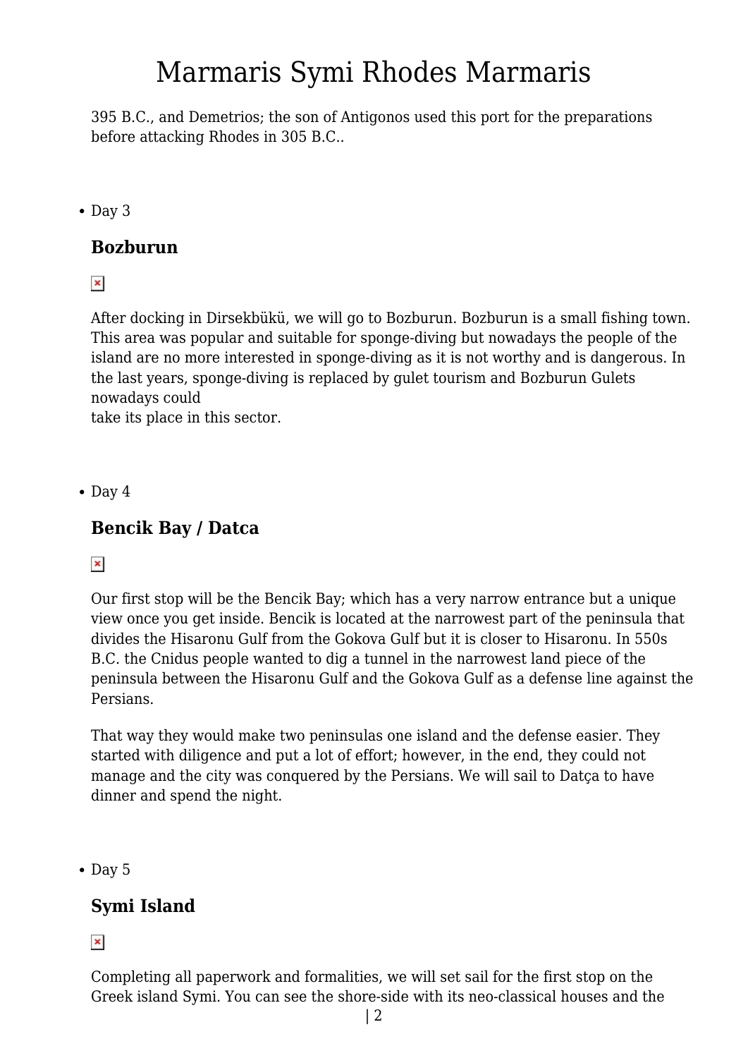395 B.C., and Demetrios; the son of Antigonos used this port for the preparations before attacking Rhodes in 305 B.C..

- Day 3

### Bozburun

After docking in Dirsekbükü, we will go to Bozburun. Bozburun is a small fishing town. This area was popular and suitable for sponge-diving but nowadays the people of the island are no more interested in sponge-diving as it is not worthy and is dangerous. In the last years, sponge-diving is replaced by gulet tourism and Bozburun Gulets nowadays could
take its place in this sector.

- Day 4

### Bencik Bay / Datca

Our first stop will be the Bencik Bay; which has a very narrow entrance but a unique view once you get inside. Bencik is located at the narrowest part of the peninsula that divides the Hisaronu Gulf from the Gokova Gulf but it is closer to Hisaronu. In 550s B.C. the Cnidus people wanted to dig a tunnel in the narrowest land piece of the peninsula between the Hisaronu Gulf and the Gokova Gulf as a defense line against the Persians.

That way they would make two peninsulas one island and the defense easier. They started with diligence and put a lot of effort; however, in the end, they could not manage and the city was conquered by the Persians. We will sail to Datça to have dinner and spend the night.

- Day 5

### Symi Island

Completing all paperwork and formalities, we will set sail for the first stop on the Greek island Symi. You can see the shore-side with its neo-classical houses and the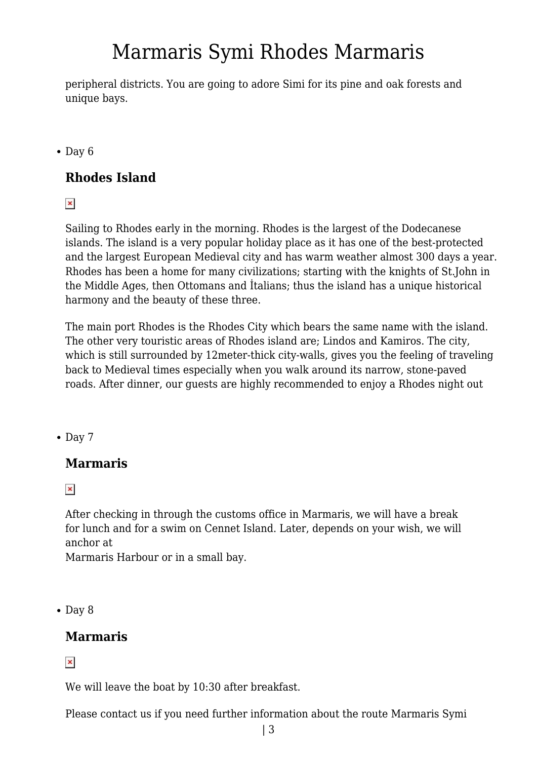peripheral districts. You are going to adore Simi for its pine and oak forests and unique bays.

- Day 6

### Rhodes Island

Sailing to Rhodes early in the morning. Rhodes is the largest of the Dodecanese islands. The island is a very popular holiday place as it has one of the best-protected and the largest European Medieval city and has warm weather almost 300 days a year. Rhodes has been a home for many civilizations; starting with the knights of St.John in the Middle Ages, then Ottomans and İtalians; thus the island has a unique historical harmony and the beauty of these three.

The main port Rhodes is the Rhodes City which bears the same name with the island. The other very touristic areas of Rhodes island are; Lindos and Kamiros. The city, which is still surrounded by 12meter-thick city-walls, gives you the feeling of traveling back to Medieval times especially when you walk around its narrow, stone-paved roads. After dinner, our guests are highly recommended to enjoy a Rhodes night out

- Day 7

### Marmaris

After checking in through the customs office in Marmaris, we will have a break for lunch and for a swim on Cennet Island. Later, depends on your wish, we will anchor at
Marmaris Harbour or in a small bay.

- Day 8

### Marmaris

We will leave the boat by 10:30 after breakfast.

Please contact us if you need further information about the route Marmaris Symi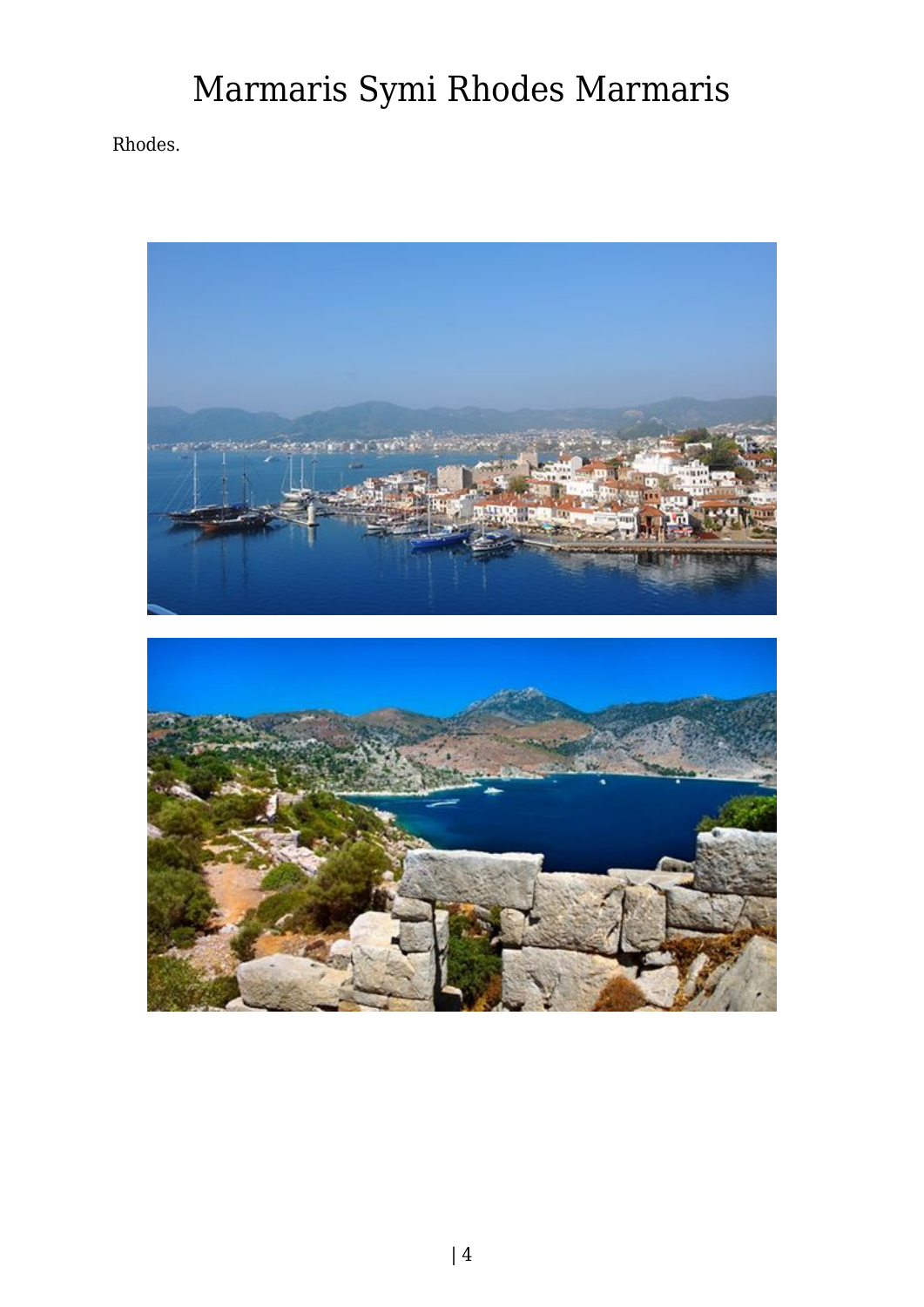# Marmaris Symi Rhodes Marmaris

Rhodes.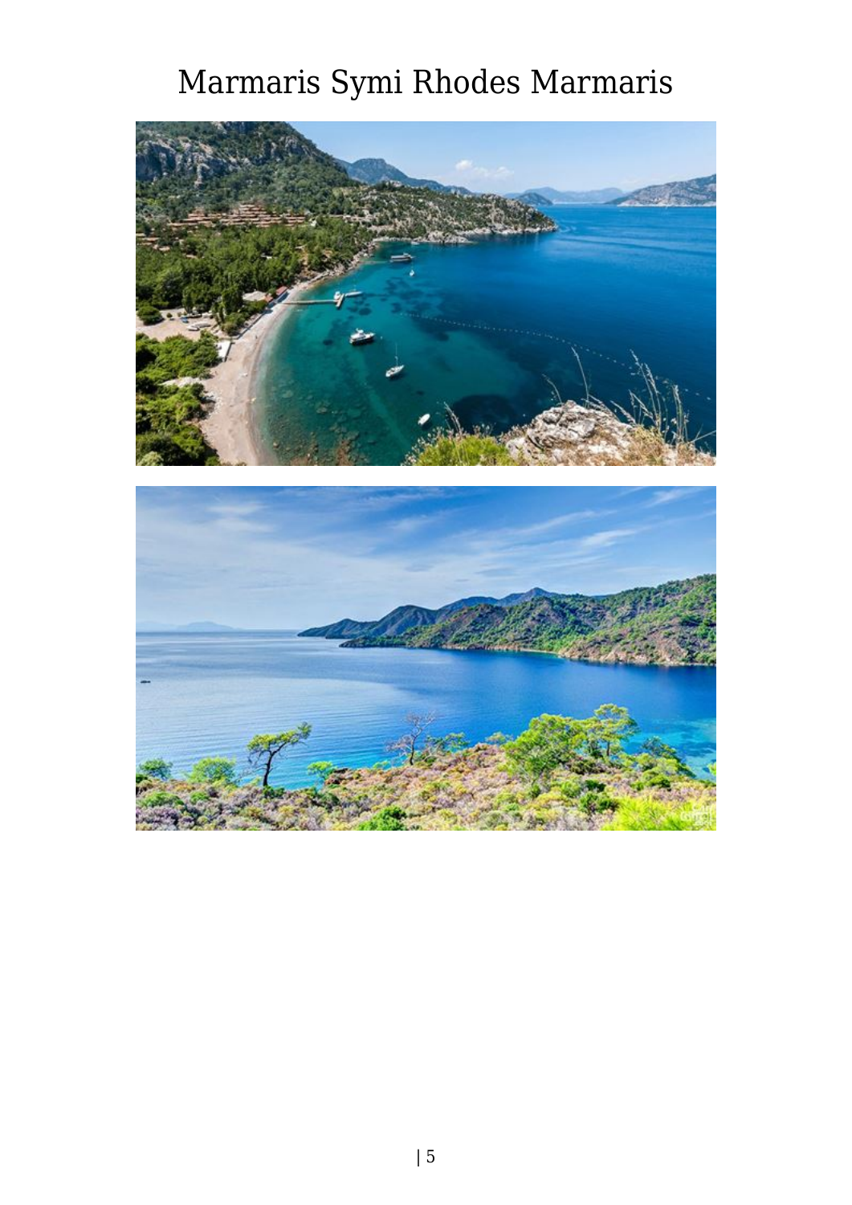# Marmaris Symi Rhodes Marmaris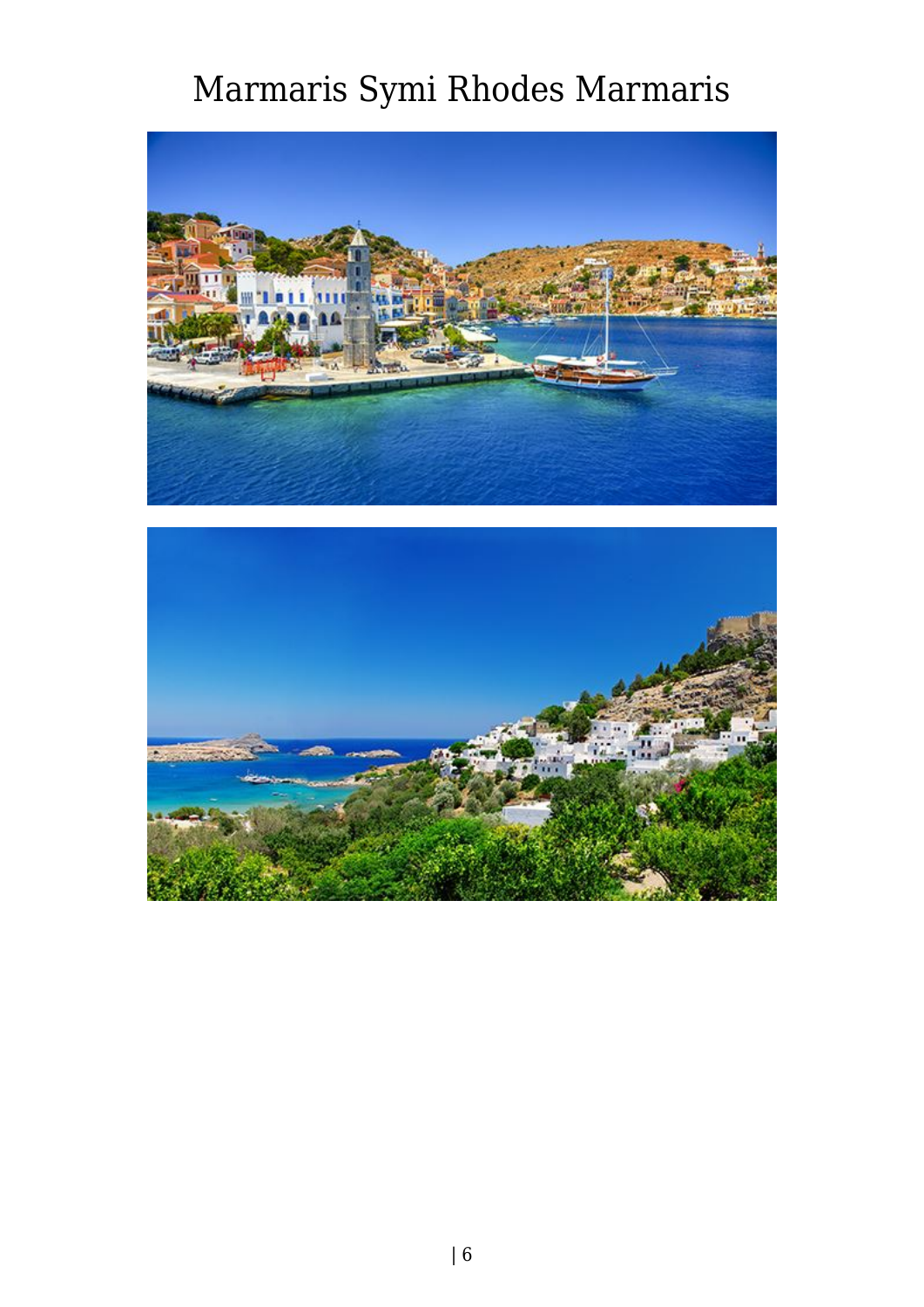# Marmaris Symi Rhodes Marmaris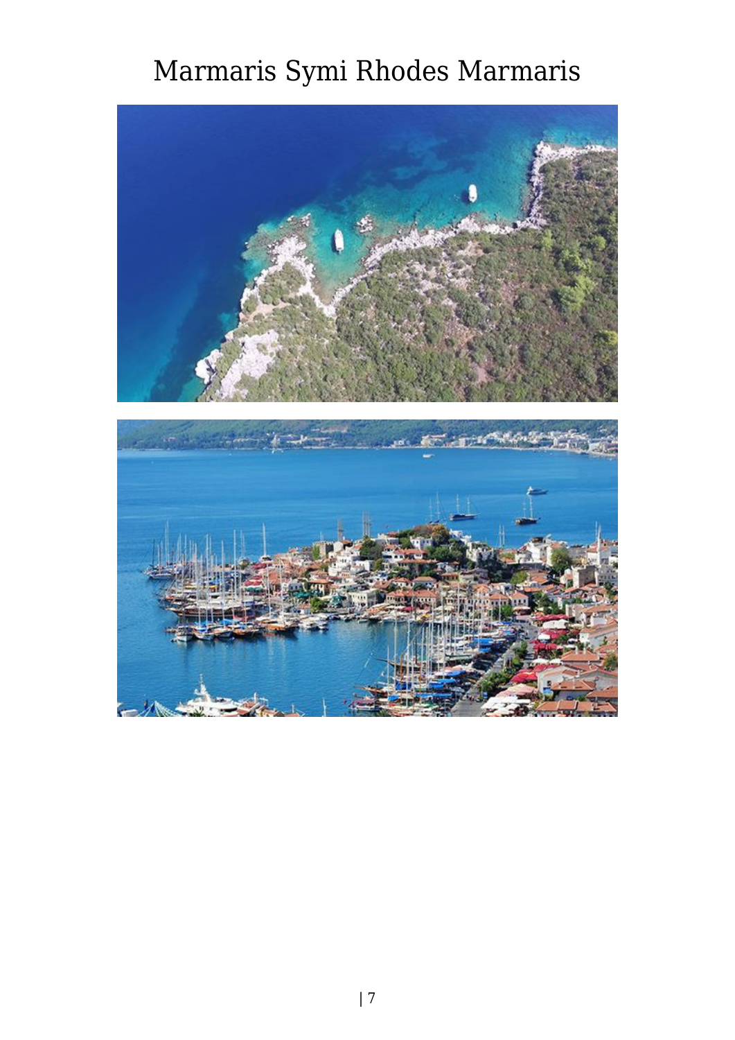# Marmaris Symi Rhodes Marmaris